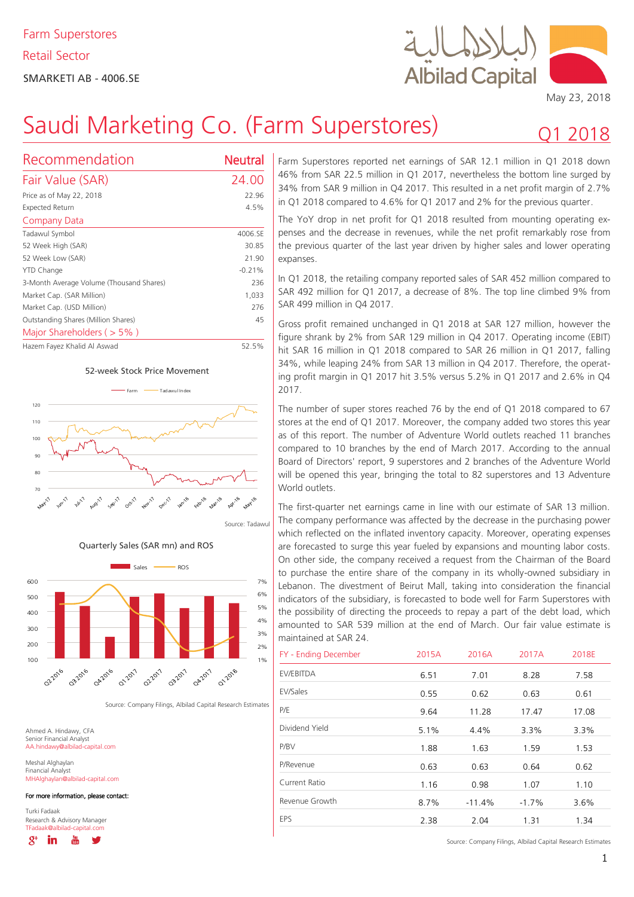Farm Superstores

Retail Sector

SMARKETI AB - 4006.SE

May 23, 2018

# Saudi Marketing Co. (Farm Superstores)

## Q1 2018

| Recommendation | Neutral |
|---|---|
| **Fair Value (SAR)** | **24.00** |
| Price as of May 22, 2018 | 22.96 |
| Expected Return | 4.5% |

**Company Data**

| | |
|---|---|
| Tadawul Symbol | 4006.SE |
| 52 Week High (SAR) | 30.85 |
| 52 Week Low (SAR) | 21.90 |
| YTD Change | -0.21% |
| 3-Month Average Volume (Thousand Shares) | 236 |
| Market Cap. (SAR Million) | 1,033 |
| Market Cap. (USD Million) | 276 |
| Outstanding Shares (Million Shares) | 45 |

**Major Shareholders ( > 5% )**

| | |
|---|---|
| Hazem Fayez Khalid Al Aswad | 52.5% |

52-week Stock Price Movement

Source: Tadawul

Quarterly Sales (SAR mn) and ROS

Source: Company Filings, Albilad Capital Research Estimates

Farm Superstores reported net earnings of SAR 12.1 million in Q1 2018 down 46% from SAR 22.5 million in Q1 2017, nevertheless the bottom line surged by 34% from SAR 9 million in Q4 2017. This resulted in a net profit margin of 2.7% in Q1 2018 compared to 4.6% for Q1 2017 and 2% for the previous quarter.

The YoY drop in net profit for Q1 2018 resulted from mounting operating expenses and the decrease in revenues, while the net profit remarkably rose from the previous quarter of the last year driven by higher sales and lower operating expanses.

In Q1 2018, the retailing company reported sales of SAR 452 million compared to SAR 492 million for Q1 2017, a decrease of 8%. The top line climbed 9% from SAR 499 million in Q4 2017.

Gross profit remained unchanged in Q1 2018 at SAR 127 million, however the figure shrank by 2% from SAR 129 million in Q4 2017. Operating income (EBIT) hit SAR 16 million in Q1 2018 compared to SAR 26 million in Q1 2017, falling 34%, while leaping 24% from SAR 13 million in Q4 2017. Therefore, the operating profit margin in Q1 2017 hit 3.5% versus 5.2% in Q1 2017 and 2.6% in Q4 2017.

The number of super stores reached 76 by the end of Q1 2018 compared to 67 stores at the end of Q1 2017. Moreover, the company added two stores this year as of this report. The number of Adventure World outlets reached 11 branches compared to 10 branches by the end of March 2017. According to the annual Board of Directors' report, 9 superstores and 2 branches of the Adventure World will be opened this year, bringing the total to 82 superstores and 13 Adventure World outlets.

The first-quarter net earnings came in line with our estimate of SAR 13 million. The company performance was affected by the decrease in the purchasing power which reflected on the inflated inventory capacity. Moreover, operating expenses are forecasted to surge this year fueled by expansions and mounting labor costs. On other side, the company received a request from the Chairman of the Board to purchase the entire share of the company in its wholly-owned subsidiary in Lebanon. The divestment of Beirut Mall, taking into consideration the financial indicators of the subsidiary, is forecasted to bode well for Farm Superstores with the possibility of directing the proceeds to repay a part of the debt load, which amounted to SAR 539 million at the end of March. Our fair value estimate is maintained at SAR 24.

| FY - Ending December | 2015A | 2016A | 2017A | 2018E |
|---|---|---|---|---|
| EV/EBITDA | 6.51 | 7.01 | 8.28 | 7.58 |
| EV/Sales | 0.55 | 0.62 | 0.63 | 0.61 |
| P/E | 9.64 | 11.28 | 17.47 | 17.08 |
| Dividend Yield | 5.1% | 4.4% | 3.3% | 3.3% |
| P/BV | 1.88 | 1.63 | 1.59 | 1.53 |
| P/Revenue | 0.63 | 0.63 | 0.64 | 0.62 |
| Current Ratio | 1.16 | 0.98 | 1.07 | 1.10 |
| Revenue Growth | 8.7% | -11.4% | -1.7% | 3.6% |
| EPS | 2.38 | 2.04 | 1.31 | 1.34 |

Source: Company Filings, Albilad Capital Research Estimates

Ahmed A. Hindawy, CFA
Senior Financial Analyst
AA.hindawy@albilad-capital.com

Meshal Alghaylan
Financial Analyst
MHAlghaylan@albilad-capital.com

For more information, please contact:

Turki Fadaak
Research & Advisory Manager
TFadaak@albilad-capital.com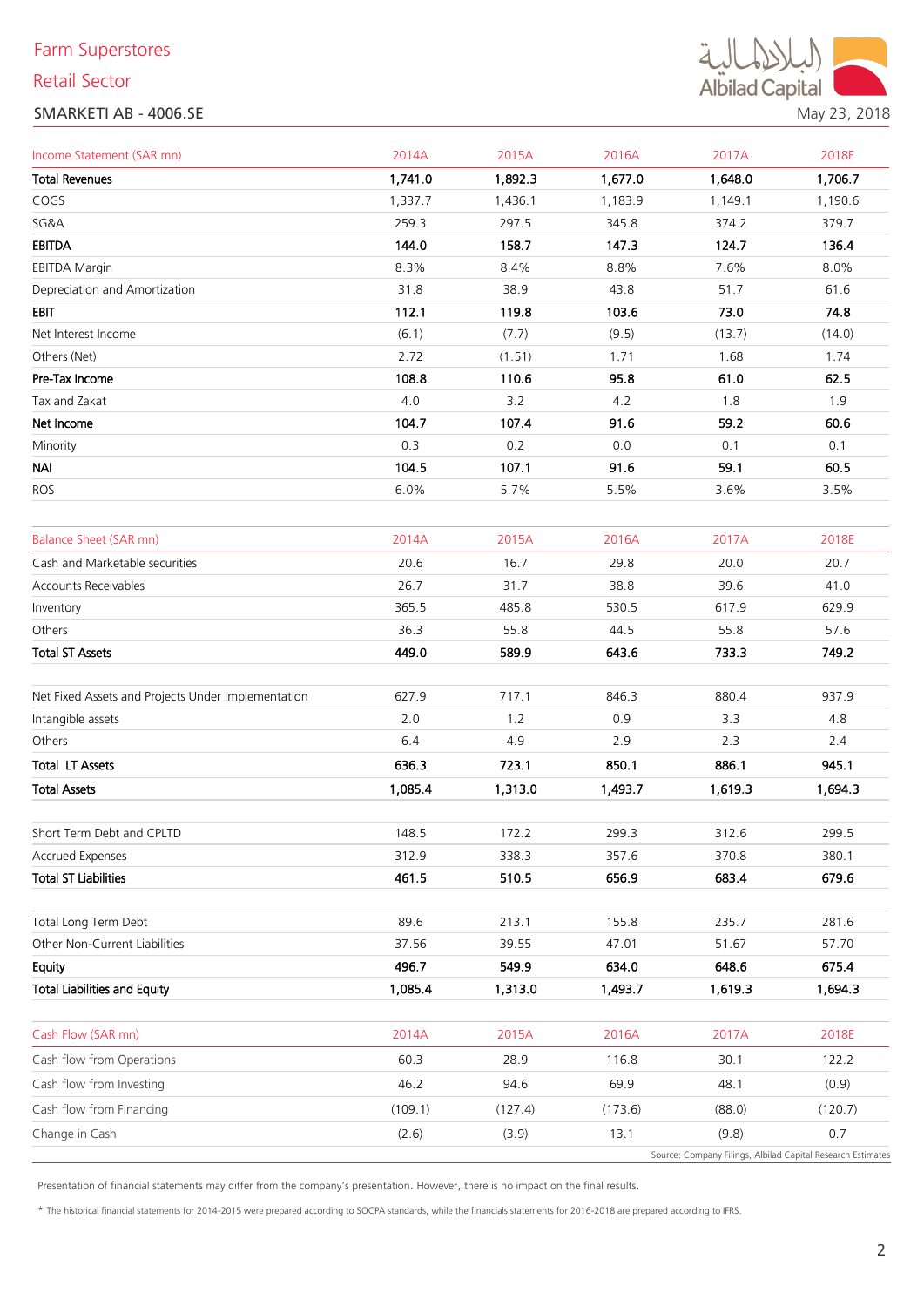Farm Superstores

Retail Sector

SMARKETI AB - 4006.SE

May 23, 2018

| Income Statement (SAR mn) | 2014A | 2015A | 2016A | 2017A | 2018E |
|---|---|---|---|---|---|
| **Total Revenues** | **1,741.0** | **1,892.3** | **1,677.0** | **1,648.0** | **1,706.7** |
| COGS | 1,337.7 | 1,436.1 | 1,183.9 | 1,149.1 | 1,190.6 |
| SG&A | 259.3 | 297.5 | 345.8 | 374.2 | 379.7 |
| **EBITDA** | **144.0** | **158.7** | **147.3** | **124.7** | **136.4** |
| EBITDA Margin | 8.3% | 8.4% | 8.8% | 7.6% | 8.0% |
| Depreciation and Amortization | 31.8 | 38.9 | 43.8 | 51.7 | 61.6 |
| **EBIT** | **112.1** | **119.8** | **103.6** | **73.0** | **74.8** |
| Net Interest Income | (6.1) | (7.7) | (9.5) | (13.7) | (14.0) |
| Others (Net) | 2.72 | (1.51) | 1.71 | 1.68 | 1.74 |
| **Pre-Tax Income** | **108.8** | **110.6** | **95.8** | **61.0** | **62.5** |
| Tax and Zakat | 4.0 | 3.2 | 4.2 | 1.8 | 1.9 |
| **Net Income** | **104.7** | **107.4** | **91.6** | **59.2** | **60.6** |
| Minority | 0.3 | 0.2 | 0.0 | 0.1 | 0.1 |
| **NAI** | **104.5** | **107.1** | **91.6** | **59.1** | **60.5** |
| ROS | 6.0% | 5.7% | 5.5% | 3.6% | 3.5% |

| Balance Sheet (SAR mn) | 2014A | 2015A | 2016A | 2017A | 2018E |
|---|---|---|---|---|---|
| Cash and Marketable securities | 20.6 | 16.7 | 29.8 | 20.0 | 20.7 |
| Accounts Receivables | 26.7 | 31.7 | 38.8 | 39.6 | 41.0 |
| Inventory | 365.5 | 485.8 | 530.5 | 617.9 | 629.9 |
| Others | 36.3 | 55.8 | 44.5 | 55.8 | 57.6 |
| **Total ST Assets** | **449.0** | **589.9** | **643.6** | **733.3** | **749.2** |
| | | | | | |
| Net Fixed Assets and Projects Under Implementation | 627.9 | 717.1 | 846.3 | 880.4 | 937.9 |
| Intangible assets | 2.0 | 1.2 | 0.9 | 3.3 | 4.8 |
| Others | 6.4 | 4.9 | 2.9 | 2.3 | 2.4 |
| **Total LT Assets** | **636.3** | **723.1** | **850.1** | **886.1** | **945.1** |
| **Total Assets** | **1,085.4** | **1,313.0** | **1,493.7** | **1,619.3** | **1,694.3** |
| | | | | | |
| Short Term Debt and CPLTD | 148.5 | 172.2 | 299.3 | 312.6 | 299.5 |
| Accrued Expenses | 312.9 | 338.3 | 357.6 | 370.8 | 380.1 |
| **Total ST Liabilities** | **461.5** | **510.5** | **656.9** | **683.4** | **679.6** |
| | | | | | |
| Total Long Term Debt | 89.6 | 213.1 | 155.8 | 235.7 | 281.6 |
| Other Non-Current Liabilities | 37.56 | 39.55 | 47.01 | 51.67 | 57.70 |
| **Equity** | **496.7** | **549.9** | **634.0** | **648.6** | **675.4** |
| **Total Liabilities and Equity** | **1,085.4** | **1,313.0** | **1,493.7** | **1,619.3** | **1,694.3** |

| Cash Flow (SAR mn) | 2014A | 2015A | 2016A | 2017A | 2018E |
|---|---|---|---|---|---|
| Cash flow from Operations | 60.3 | 28.9 | 116.8 | 30.1 | 122.2 |
| Cash flow from Investing | 46.2 | 94.6 | 69.9 | 48.1 | (0.9) |
| Cash flow from Financing | (109.1) | (127.4) | (173.6) | (88.0) | (120.7) |
| Change in Cash | (2.6) | (3.9) | 13.1 | (9.8) | 0.7 |

Source: Company Filings, Albilad Capital Research Estimates

Presentation of financial statements may differ from the company's presentation. However, there is no impact on the final results.

* The historical financial statements for 2014-2015 were prepared according to SOCPA standards, while the financials statements for 2016-2018 are prepared according to IFRS.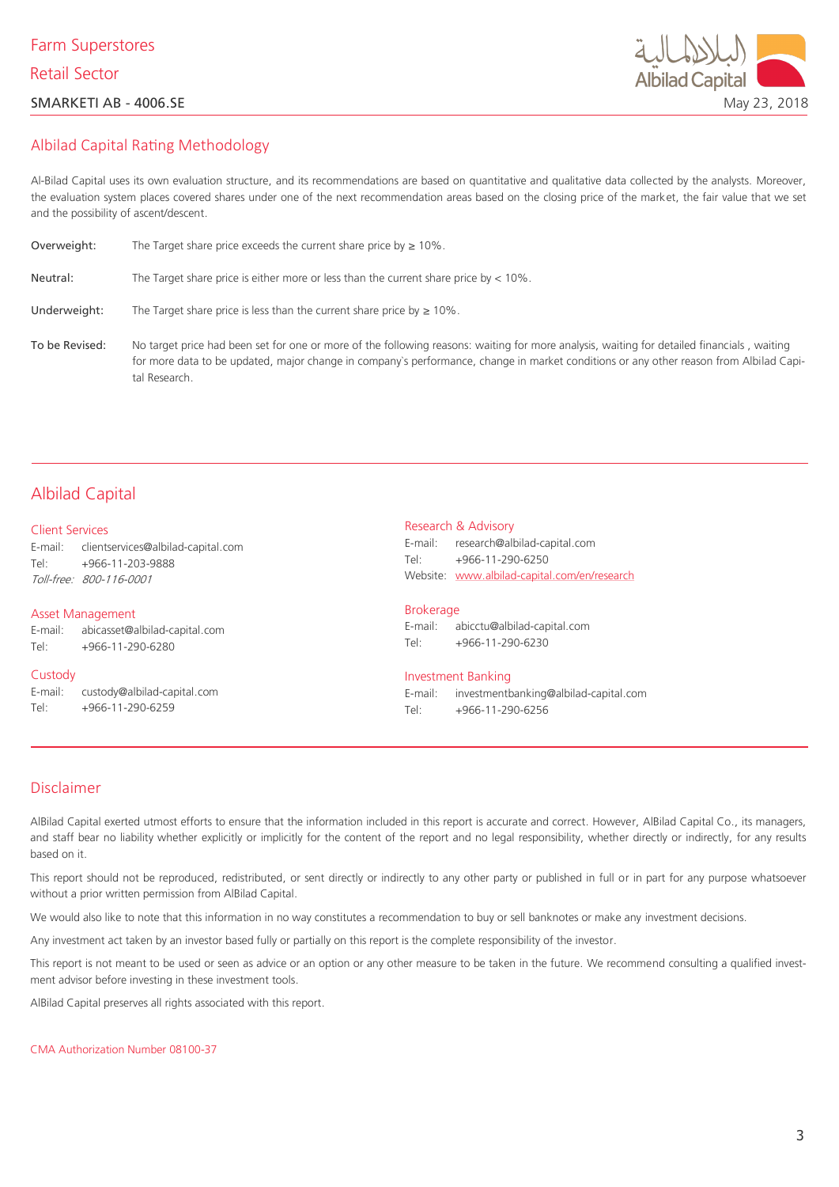## Albilad Capital Rating Methodology

Al-Bilad Capital uses its own evaluation structure, and its recommendations are based on quantitative and qualitative data collected by the analysts. Moreover, the evaluation system places covered shares under one of the next recommendation areas based on the closing price of the market, the fair value that we set and the possibility of ascent/descent.

| | |
|---|---|
| Overweight: | The Target share price exceeds the current share price by ≥ 10%. |
| Neutral: | The Target share price is either more or less than the current share price by < 10%. |
| Underweight: | The Target share price is less than the current share price by ≥ 10%. |
| To be Revised: | No target price had been set for one or more of the following reasons: waiting for more analysis, waiting for detailed financials , waiting for more data to be updated, major change in company`s performance, change in market conditions or any other reason from Albilad Capital Research. |

## Albilad Capital

### Client Services
E-mail: clientservices@albilad-capital.com
Tel: +966-11-203-9888
*Toll-free: 800-116-0001*

### Asset Management
E-mail: abicasset@albilad-capital.com
Tel: +966-11-290-6280

### Custody
E-mail: custody@albilad-capital.com
Tel: +966-11-290-6259

### Research & Advisory
E-mail: research@albilad-capital.com
Tel: +966-11-290-6250
Website: www.albilad-capital.com/en/research

### Brokerage
E-mail: abicctu@albilad-capital.com
Tel: +966-11-290-6230

### Investment Banking
E-mail: investmentbanking@albilad-capital.com
Tel: +966-11-290-6256

## Disclaimer

AlBilad Capital exerted utmost efforts to ensure that the information included in this report is accurate and correct. However, AlBilad Capital Co., its managers, and staff bear no liability whether explicitly or implicitly for the content of the report and no legal responsibility, whether directly or indirectly, for any results based on it.

This report should not be reproduced, redistributed, or sent directly or indirectly to any other party or published in full or in part for any purpose whatsoever without a prior written permission from AlBilad Capital.

We would also like to note that this information in no way constitutes a recommendation to buy or sell banknotes or make any investment decisions.

Any investment act taken by an investor based fully or partially on this report is the complete responsibility of the investor.

This report is not meant to be used or seen as advice or an option or any other measure to be taken in the future. We recommend consulting a qualified investment advisor before investing in these investment tools.

AlBilad Capital preserves all rights associated with this report.

CMA Authorization Number 08100-37